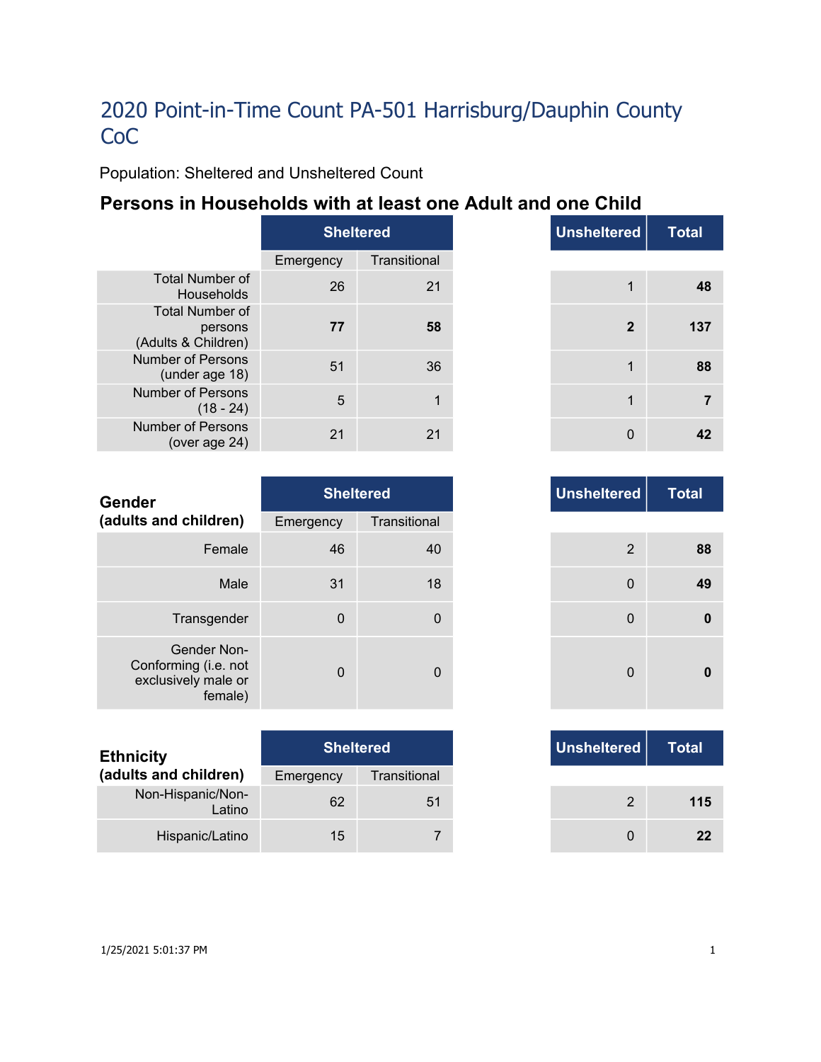# 2020 Point-in-Time Count PA-501 Harrisburg/Dauphin County CoC

Population: Sheltered and Unsheltered Count

## Persons in Households with at least one Adult and one Child

| | Sheltered | | Unsheltered | Total |
|---|---|---|---|---|
| | Emergency | Transitional | | |
| Total Number of Households | 26 | 21 | 1 | **48** |
| Total Number of persons (Adults & Children) | **77** | **58** | **2** | **137** |
| Number of Persons (under age 18) | 51 | 36 | 1 | **88** |
| Number of Persons (18 - 24) | 5 | 1 | 1 | **7** |
| Number of Persons (over age 24) | 21 | 21 | 0 | **42** |

| **Gender (adults and children)** | Sheltered | | Unsheltered | Total |
|---|---|---|---|---|
| | Emergency | Transitional | | |
| Female | 46 | 40 | 2 | **88** |
| Male | 31 | 18 | 0 | **49** |
| Transgender | 0 | 0 | 0 | **0** |
| Gender Non-Conforming (i.e. not exclusively male or female) | 0 | 0 | 0 | **0** |

| **Ethnicity (adults and children)** | Sheltered | | Unsheltered | Total |
|---|---|---|---|---|
| | Emergency | Transitional | | |
| Non-Hispanic/Non-Latino | 62 | 51 | 2 | **115** |
| Hispanic/Latino | 15 | 7 | 0 | **22** |

1/25/2021 5:01:37 PM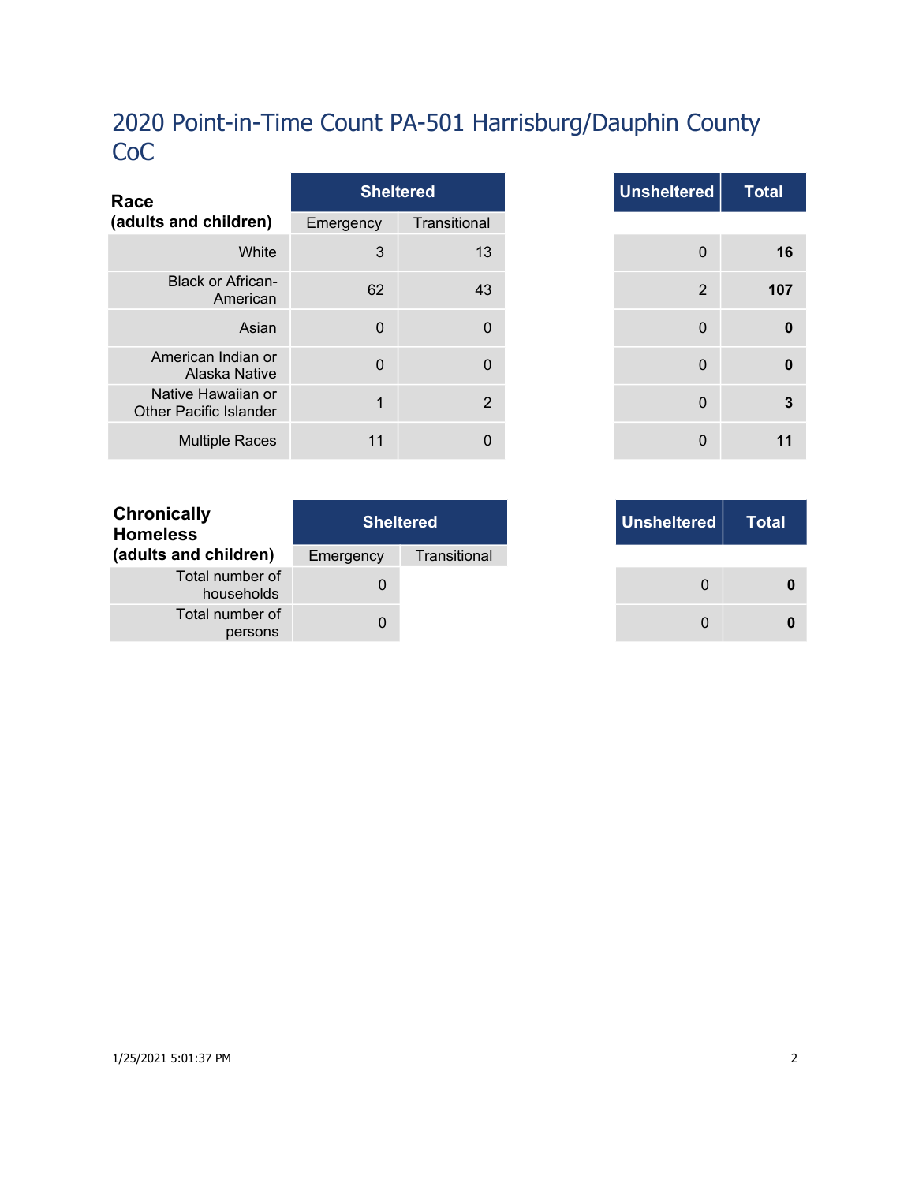# 2020 Point-in-Time Count PA-501 Harrisburg/Dauphin County CoC

| Race (adults and children) | Sheltered | | Unsheltered | Total |
|---|---|---|---|---|
| | Emergency | Transitional | | |
| White | 3 | 13 | 0 | **16** |
| Black or African-American | 62 | 43 | 2 | **107** |
| Asian | 0 | 0 | 0 | **0** |
| American Indian or Alaska Native | 0 | 0 | 0 | **0** |
| Native Hawaiian or Other Pacific Islander | 1 | 2 | 0 | **3** |
| Multiple Races | 11 | 0 | 0 | **11** |

| Chronically Homeless (adults and children) | Sheltered | | Unsheltered | Total |
|---|---|---|---|---|
| | Emergency | Transitional | | |
| Total number of households | 0 | | 0 | **0** |
| Total number of persons | 0 | | 0 | **0** |

1/25/2021 5:01:37 PM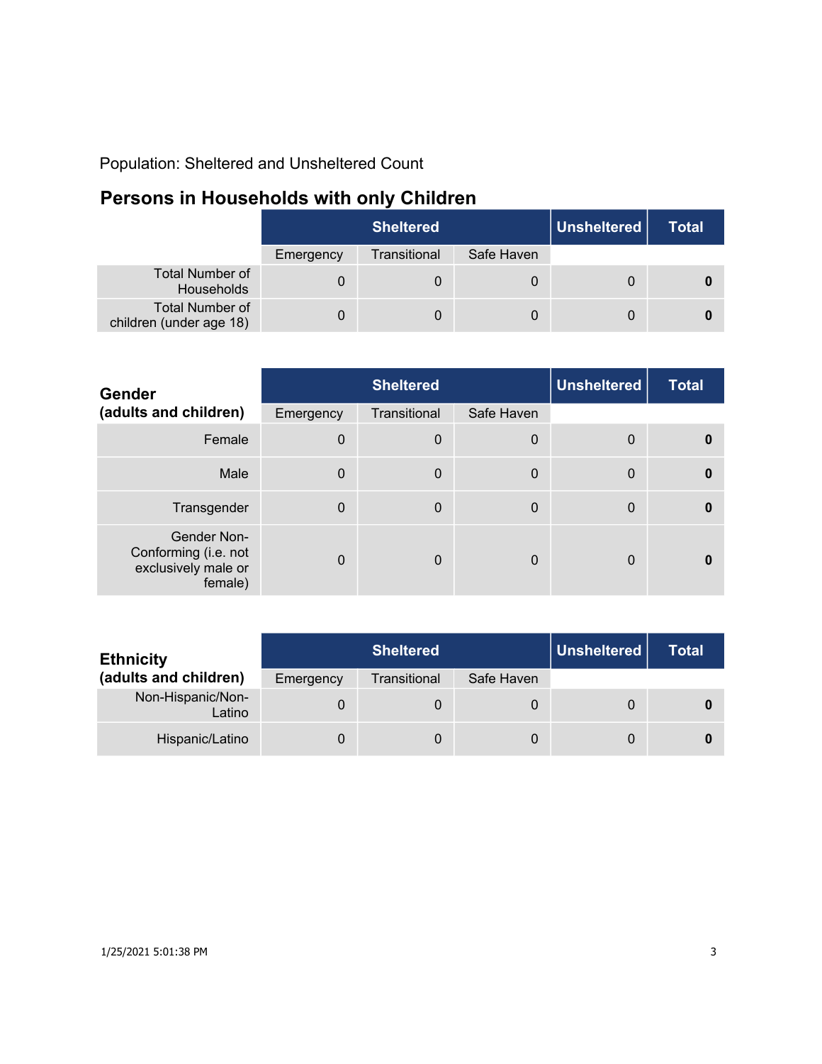Population: Sheltered and Unsheltered Count

## Persons in Households with only Children

| | Sheltered | | | Unsheltered | Total |
|---|---|---|---|---|---|
| | Emergency | Transitional | Safe Haven | | |
| Total Number of Households | 0 | 0 | 0 | 0 | **0** |
| Total Number of children (under age 18) | 0 | 0 | 0 | 0 | **0** |

| **Gender (adults and children)** | Sheltered | | | Unsheltered | Total |
|---|---|---|---|---|---|
| | Emergency | Transitional | Safe Haven | | |
| Female | 0 | 0 | 0 | 0 | **0** |
| Male | 0 | 0 | 0 | 0 | **0** |
| Transgender | 0 | 0 | 0 | 0 | **0** |
| Gender Non-Conforming (i.e. not exclusively male or female) | 0 | 0 | 0 | 0 | **0** |

| **Ethnicity (adults and children)** | Sheltered | | | Unsheltered | Total |
|---|---|---|---|---|---|
| | Emergency | Transitional | Safe Haven | | |
| Non-Hispanic/Non-Latino | 0 | 0 | 0 | 0 | **0** |
| Hispanic/Latino | 0 | 0 | 0 | 0 | **0** |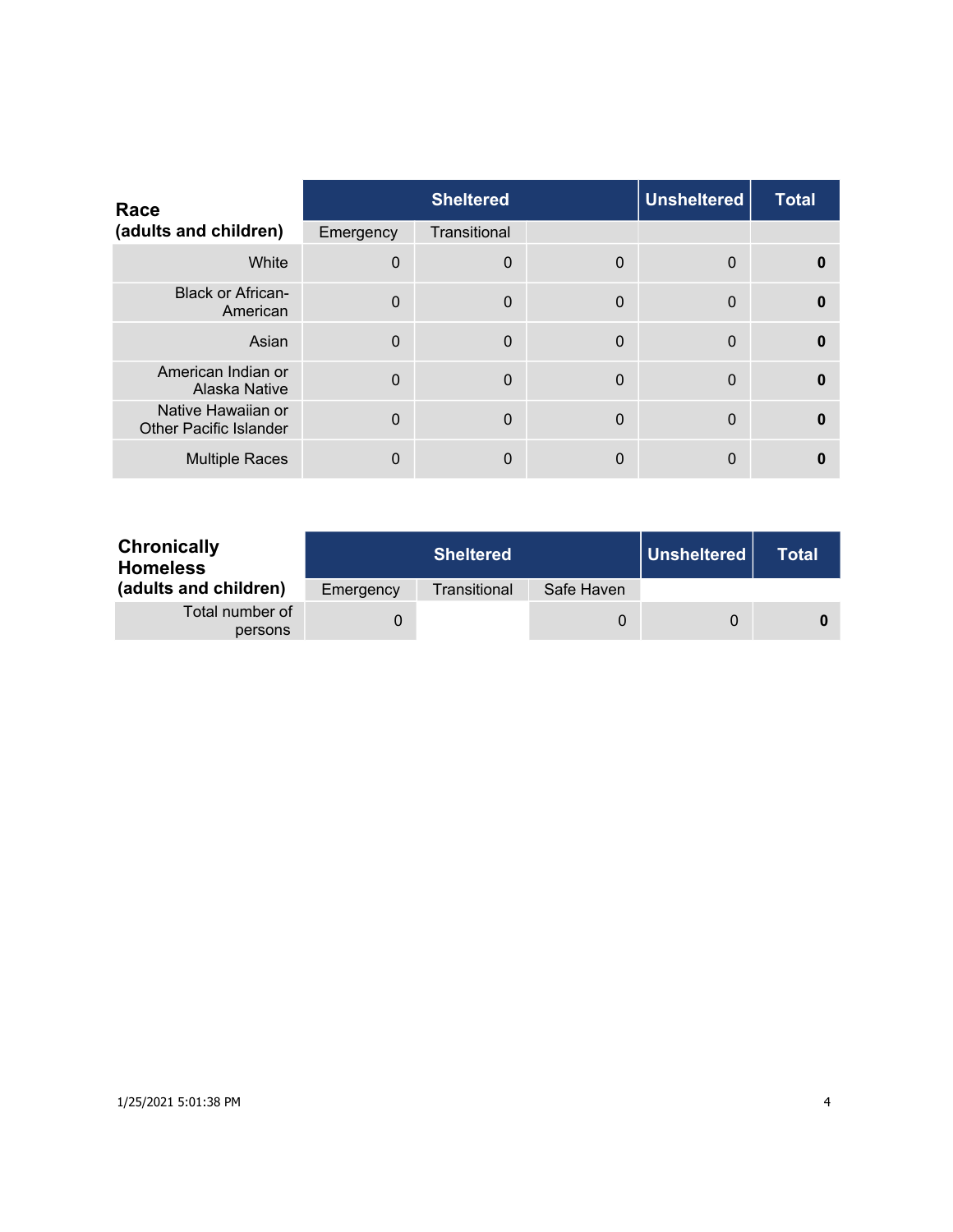| Race (adults and children) | Sheltered | | | Unsheltered | Total |
|---|---|---|---|---|---|
| | Emergency | Transitional | | | |
| White | 0 | 0 | 0 | 0 | **0** |
| Black or African-American | 0 | 0 | 0 | 0 | **0** |
| Asian | 0 | 0 | 0 | 0 | **0** |
| American Indian or Alaska Native | 0 | 0 | 0 | 0 | **0** |
| Native Hawaiian or Other Pacific Islander | 0 | 0 | 0 | 0 | **0** |
| Multiple Races | 0 | 0 | 0 | 0 | **0** |

| Chronically Homeless (adults and children) | Sheltered | | | Unsheltered | Total |
|---|---|---|---|---|---|
| | Emergency | Transitional | Safe Haven | | |
| Total number of persons | 0 | | 0 | 0 | **0** |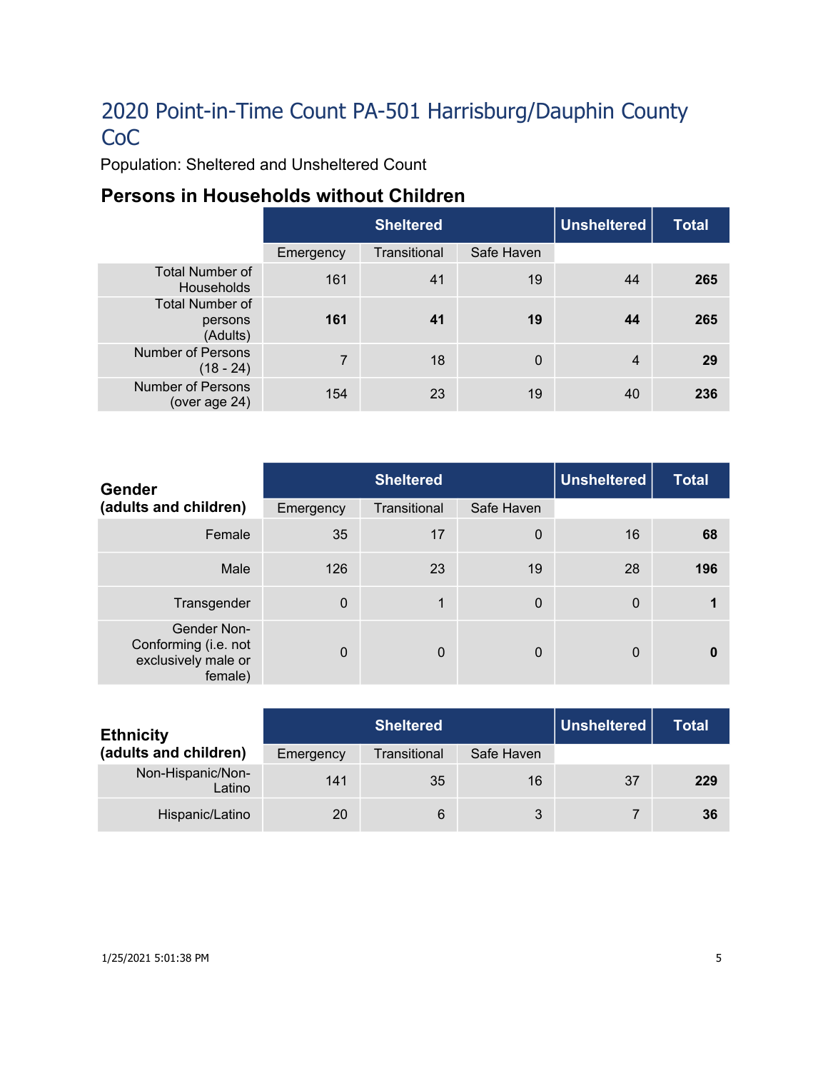# 2020 Point-in-Time Count PA-501 Harrisburg/Dauphin County CoC

Population: Sheltered and Unsheltered Count

## Persons in Households without Children

| | Sheltered | | | Unsheltered | Total |
|---|---|---|---|---|---|
| | Emergency | Transitional | Safe Haven | | |
| Total Number of Households | 161 | 41 | 19 | 44 | **265** |
| Total Number of persons (Adults) | **161** | **41** | **19** | **44** | **265** |
| Number of Persons (18 - 24) | 7 | 18 | 0 | 4 | **29** |
| Number of Persons (over age 24) | 154 | 23 | 19 | 40 | **236** |

| **Gender (adults and children)** | Sheltered | | | Unsheltered | Total |
|---|---|---|---|---|---|
| | Emergency | Transitional | Safe Haven | | |
| Female | 35 | 17 | 0 | 16 | **68** |
| Male | 126 | 23 | 19 | 28 | **196** |
| Transgender | 0 | 1 | 0 | 0 | **1** |
| Gender Non-Conforming (i.e. not exclusively male or female) | 0 | 0 | 0 | 0 | **0** |

| **Ethnicity (adults and children)** | Sheltered | | | Unsheltered | Total |
|---|---|---|---|---|---|
| | Emergency | Transitional | Safe Haven | | |
| Non-Hispanic/Non-Latino | 141 | 35 | 16 | 37 | **229** |
| Hispanic/Latino | 20 | 6 | 3 | 7 | **36** |

1/25/2021 5:01:38 PM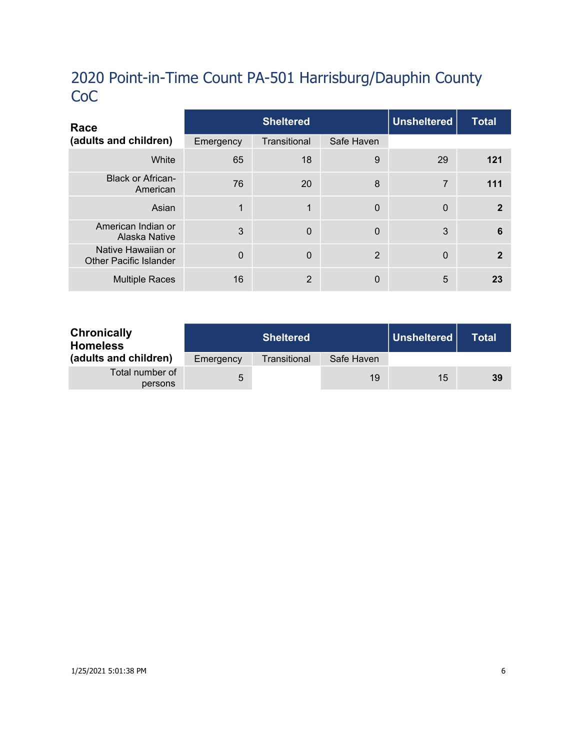# 2020 Point-in-Time Count PA-501 Harrisburg/Dauphin County CoC

| Race (adults and children) | Sheltered | | | Unsheltered | Total |
|---|---|---|---|---|---|
| | Emergency | Transitional | Safe Haven | | |
| White | 65 | 18 | 9 | 29 | **121** |
| Black or African-American | 76 | 20 | 8 | 7 | **111** |
| Asian | 1 | 1 | 0 | 0 | **2** |
| American Indian or Alaska Native | 3 | 0 | 0 | 3 | **6** |
| Native Hawaiian or Other Pacific Islander | 0 | 0 | 2 | 0 | **2** |
| Multiple Races | 16 | 2 | 0 | 5 | **23** |

| Chronically Homeless (adults and children) | Sheltered | | | Unsheltered | Total |
|---|---|---|---|---|---|
| | Emergency | Transitional | Safe Haven | | |
| Total number of persons | 5 | | 19 | 15 | **39** |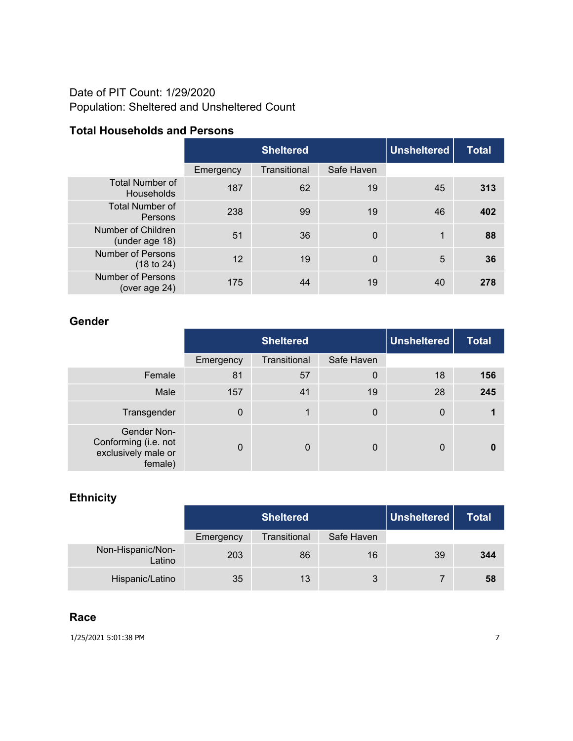Date of PIT Count: 1/29/2020
Population: Sheltered and Unsheltered Count

### Total Households and Persons

| | Sheltered | | | Unsheltered | Total |
|---|---|---|---|---|---|
| | Emergency | Transitional | Safe Haven | | |
| Total Number of Households | 187 | 62 | 19 | 45 | **313** |
| Total Number of Persons | 238 | 99 | 19 | 46 | **402** |
| Number of Children (under age 18) | 51 | 36 | 0 | 1 | **88** |
| Number of Persons (18 to 24) | 12 | 19 | 0 | 5 | **36** |
| Number of Persons (over age 24) | 175 | 44 | 19 | 40 | **278** |

### Gender

| | Sheltered | | | Unsheltered | Total |
|---|---|---|---|---|---|
| | Emergency | Transitional | Safe Haven | | |
| Female | 81 | 57 | 0 | 18 | **156** |
| Male | 157 | 41 | 19 | 28 | **245** |
| Transgender | 0 | 1 | 0 | 0 | **1** |
| Gender Non-Conforming (i.e. not exclusively male or female) | 0 | 0 | 0 | 0 | **0** |

### Ethnicity

| | Sheltered | | | Unsheltered | Total |
|---|---|---|---|---|---|
| | Emergency | Transitional | Safe Haven | | |
| Non-Hispanic/Non-Latino | 203 | 86 | 16 | 39 | **344** |
| Hispanic/Latino | 35 | 13 | 3 | 7 | **58** |

### Race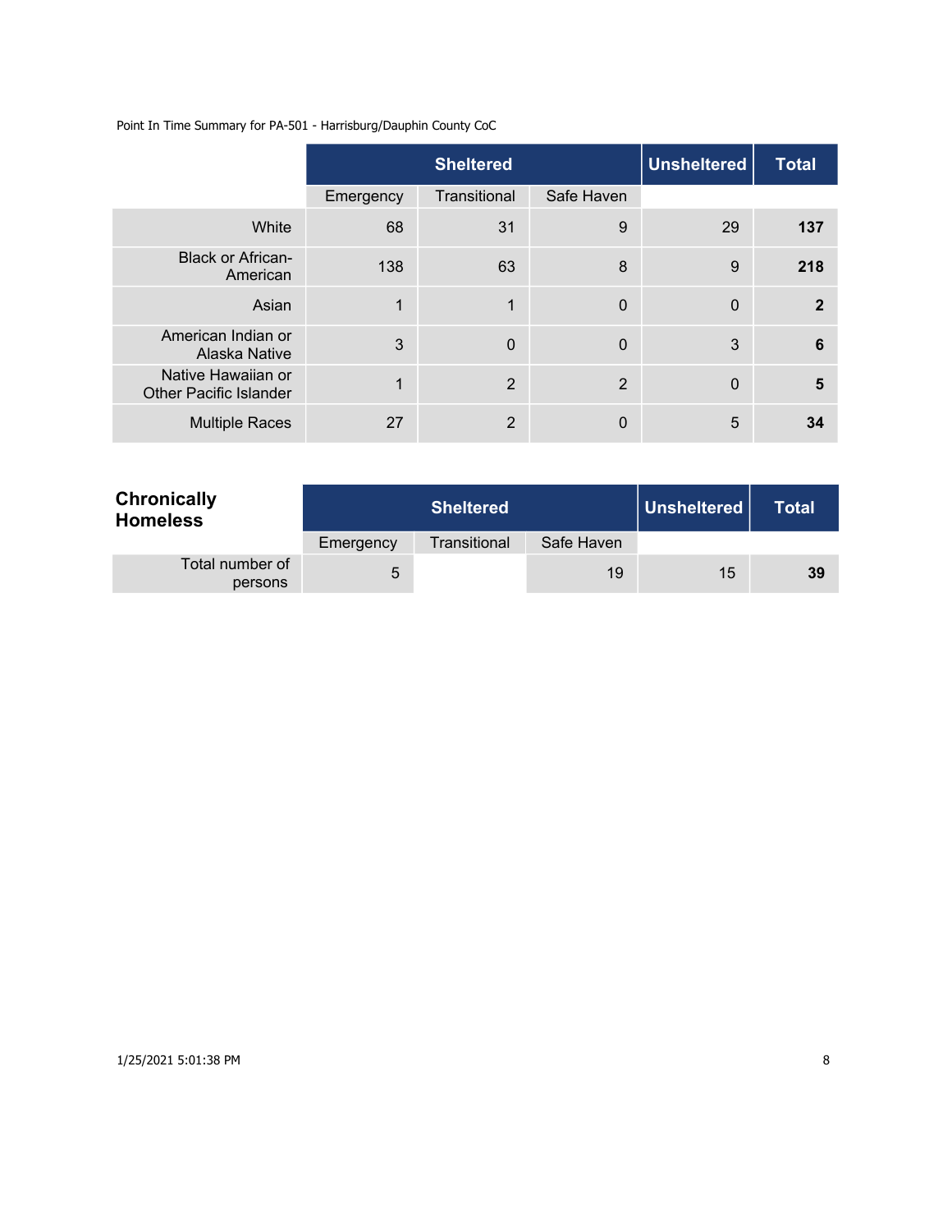Point In Time Summary for PA-501 - Harrisburg/Dauphin County CoC

| | Sheltered | | | Unsheltered | Total |
|---|---|---|---|---|---|
| | Emergency | Transitional | Safe Haven | | |
| White | 68 | 31 | 9 | 29 | **137** |
| Black or African-American | 138 | 63 | 8 | 9 | **218** |
| Asian | 1 | 1 | 0 | 0 | **2** |
| American Indian or Alaska Native | 3 | 0 | 0 | 3 | **6** |
| Native Hawaiian or Other Pacific Islander | 1 | 2 | 2 | 0 | **5** |
| Multiple Races | 27 | 2 | 0 | 5 | **34** |

| **Chronically Homeless** | Sheltered | | | Unsheltered | Total |
|---|---|---|---|---|---|
| | Emergency | Transitional | Safe Haven | | |
| Total number of persons | 5 | | 19 | 15 | **39** |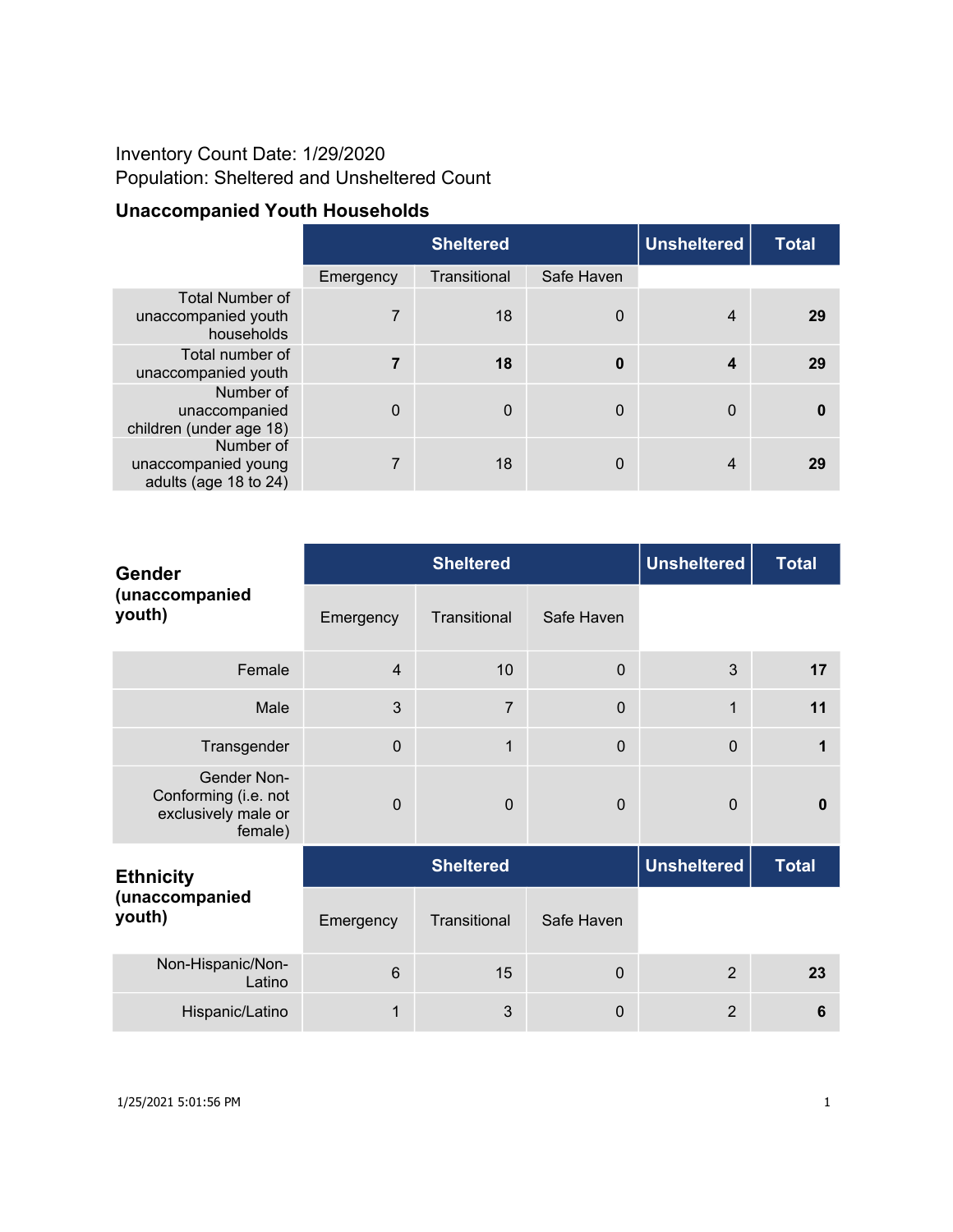Inventory Count Date: 1/29/2020
Population: Sheltered and Unsheltered Count

### Unaccompanied Youth Households

| | Sheltered | | | Unsheltered | Total |
|---|---|---|---|---|---|
| | Emergency | Transitional | Safe Haven | | |
| Total Number of unaccompanied youth households | 7 | 18 | 0 | 4 | **29** |
| Total number of unaccompanied youth | **7** | **18** | **0** | **4** | **29** |
| Number of unaccompanied children (under age 18) | 0 | 0 | 0 | 0 | **0** |
| Number of unaccompanied young adults (age 18 to 24) | 7 | 18 | 0 | 4 | **29** |

| **Gender (unaccompanied youth)** | Sheltered | | | Unsheltered | Total |
|---|---|---|---|---|---|
| | Emergency | Transitional | Safe Haven | | |
| Female | 4 | 10 | 0 | 3 | **17** |
| Male | 3 | 7 | 0 | 1 | **11** |
| Transgender | 0 | 1 | 0 | 0 | **1** |
| Gender Non-Conforming (i.e. not exclusively male or female) | 0 | 0 | 0 | 0 | **0** |

| **Ethnicity (unaccompanied youth)** | Sheltered | | | Unsheltered | Total |
|---|---|---|---|---|---|
| | Emergency | Transitional | Safe Haven | | |
| Non-Hispanic/Non-Latino | 6 | 15 | 0 | 2 | **23** |
| Hispanic/Latino | 1 | 3 | 0 | 2 | **6** |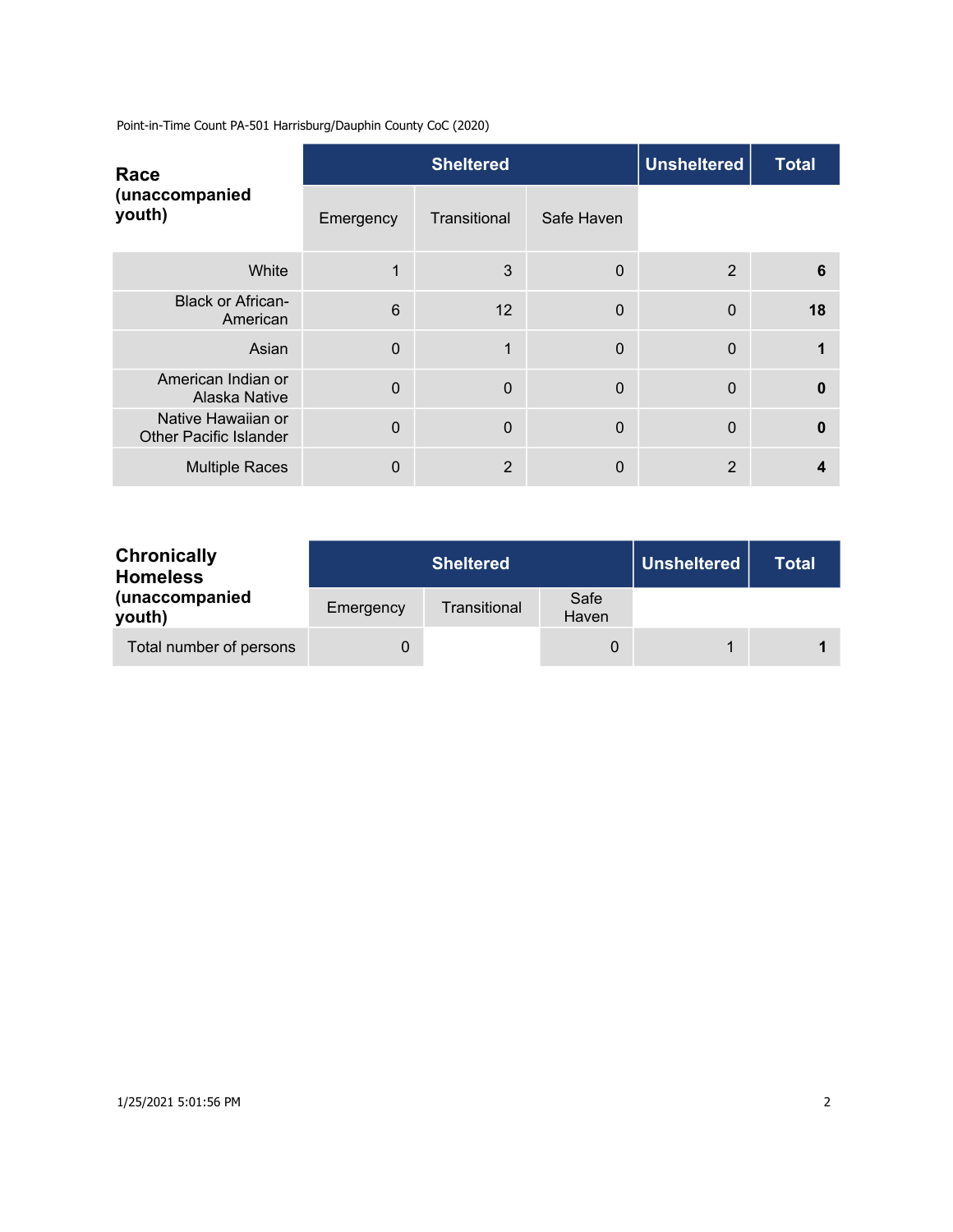Point-in-Time Count PA-501 Harrisburg/Dauphin County CoC (2020)

| Race (unaccompanied youth) | Sheltered | | | Unsheltered | Total |
|---|---|---|---|---|---|
| | Emergency | Transitional | Safe Haven | | |
| White | 1 | 3 | 0 | 2 | **6** |
| Black or African-American | 6 | 12 | 0 | 0 | **18** |
| Asian | 0 | 1 | 0 | 0 | **1** |
| American Indian or Alaska Native | 0 | 0 | 0 | 0 | **0** |
| Native Hawaiian or Other Pacific Islander | 0 | 0 | 0 | 0 | **0** |
| Multiple Races | 0 | 2 | 0 | 2 | **4** |

| Chronically Homeless (unaccompanied youth) | Sheltered | | | Unsheltered | Total |
|---|---|---|---|---|---|
| | Emergency | Transitional | Safe Haven | | |
| Total number of persons | 0 | | 0 | 1 | **1** |

1/25/2021 5:01:56 PM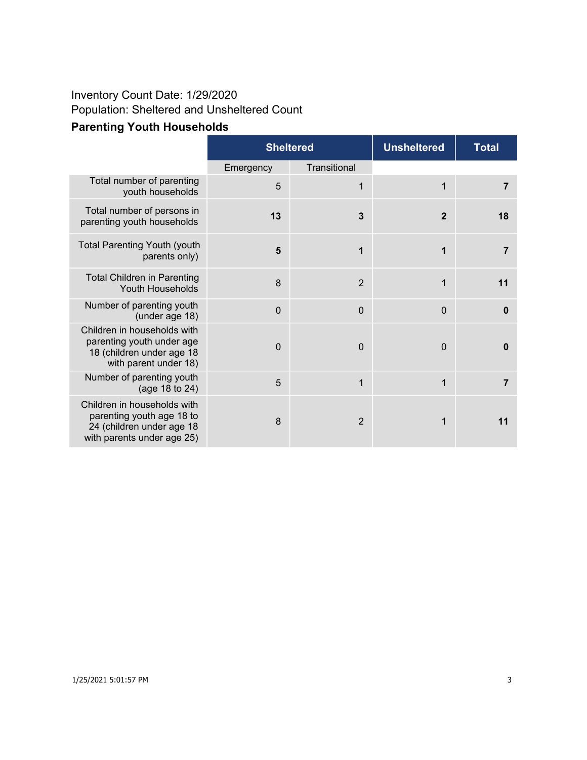Inventory Count Date: 1/29/2020

Population: Sheltered and Unsheltered Count

### Parenting Youth Households

| | Sheltered | | Unsheltered | Total |
|---|---|---|---|---|
| | Emergency | Transitional | | |
| Total number of parenting youth households | 5 | 1 | 1 | **7** |
| Total number of persons in parenting youth households | **13** | **3** | **2** | **18** |
| Total Parenting Youth (youth parents only) | **5** | **1** | **1** | **7** |
| Total Children in Parenting Youth Households | 8 | 2 | 1 | **11** |
| Number of parenting youth (under age 18) | 0 | 0 | 0 | **0** |
| Children in households with parenting youth under age 18 (children under age 18 with parent under 18) | 0 | 0 | 0 | **0** |
| Number of parenting youth (age 18 to 24) | 5 | 1 | 1 | **7** |
| Children in households with parenting youth age 18 to 24 (children under age 18 with parents under age 25) | 8 | 2 | 1 | **11** |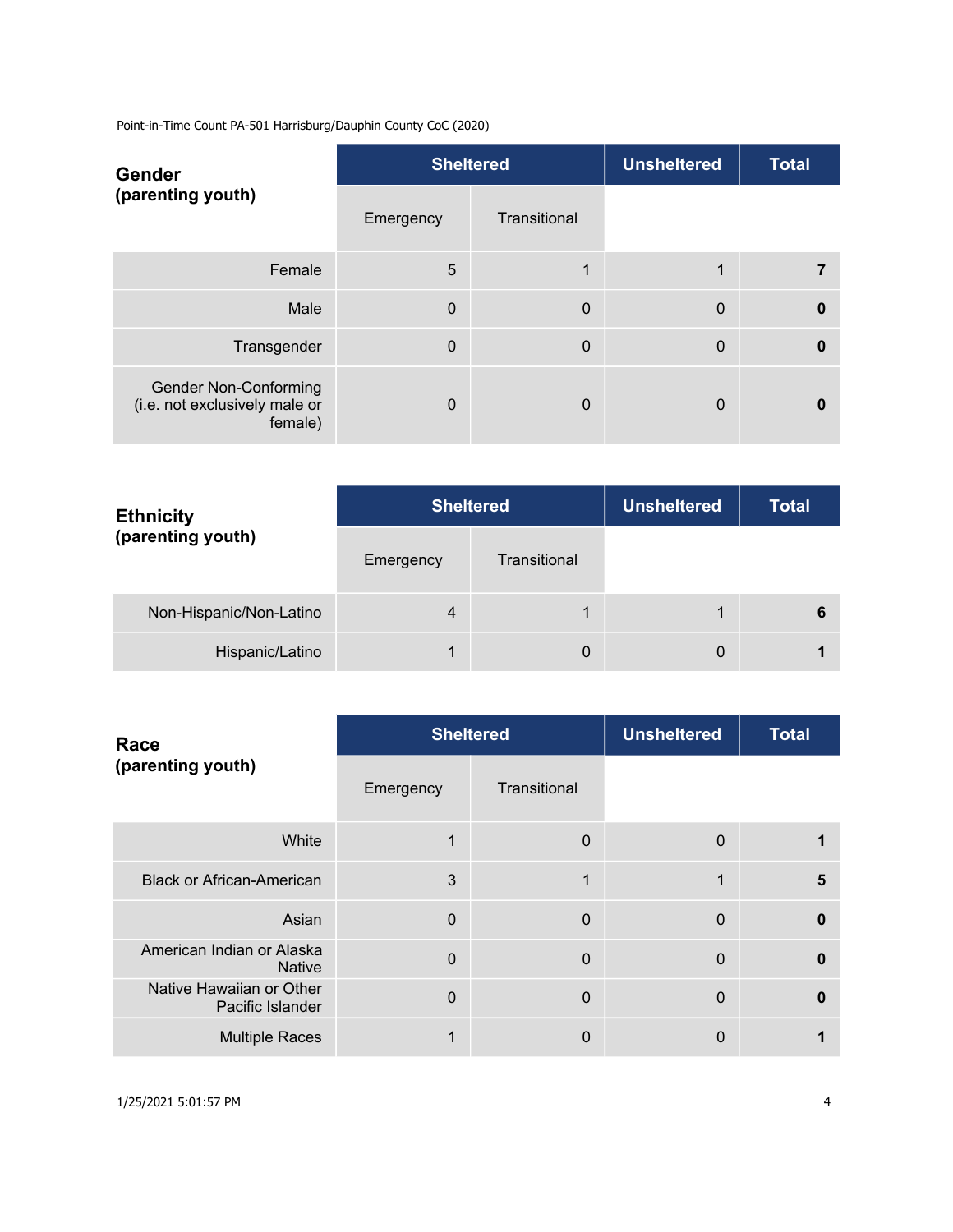Point-in-Time Count PA-501 Harrisburg/Dauphin County CoC (2020)

| Gender (parenting youth) | Sheltered | | Unsheltered | Total |
|---|---|---|---|---|
| | Emergency | Transitional | | |
| Female | 5 | 1 | 1 | **7** |
| Male | 0 | 0 | 0 | **0** |
| Transgender | 0 | 0 | 0 | **0** |
| Gender Non-Conforming (i.e. not exclusively male or female) | 0 | 0 | 0 | **0** |

| Ethnicity (parenting youth) | Sheltered | | Unsheltered | Total |
|---|---|---|---|---|
| | Emergency | Transitional | | |
| Non-Hispanic/Non-Latino | 4 | 1 | 1 | **6** |
| Hispanic/Latino | 1 | 0 | 0 | **1** |

| Race (parenting youth) | Sheltered | | Unsheltered | Total |
|---|---|---|---|---|
| | Emergency | Transitional | | |
| White | 1 | 0 | 0 | **1** |
| Black or African-American | 3 | 1 | 1 | **5** |
| Asian | 0 | 0 | 0 | **0** |
| American Indian or Alaska Native | 0 | 0 | 0 | **0** |
| Native Hawaiian or Other Pacific Islander | 0 | 0 | 0 | **0** |
| Multiple Races | 1 | 0 | 0 | **1** |

1/25/2021 5:01:57 PM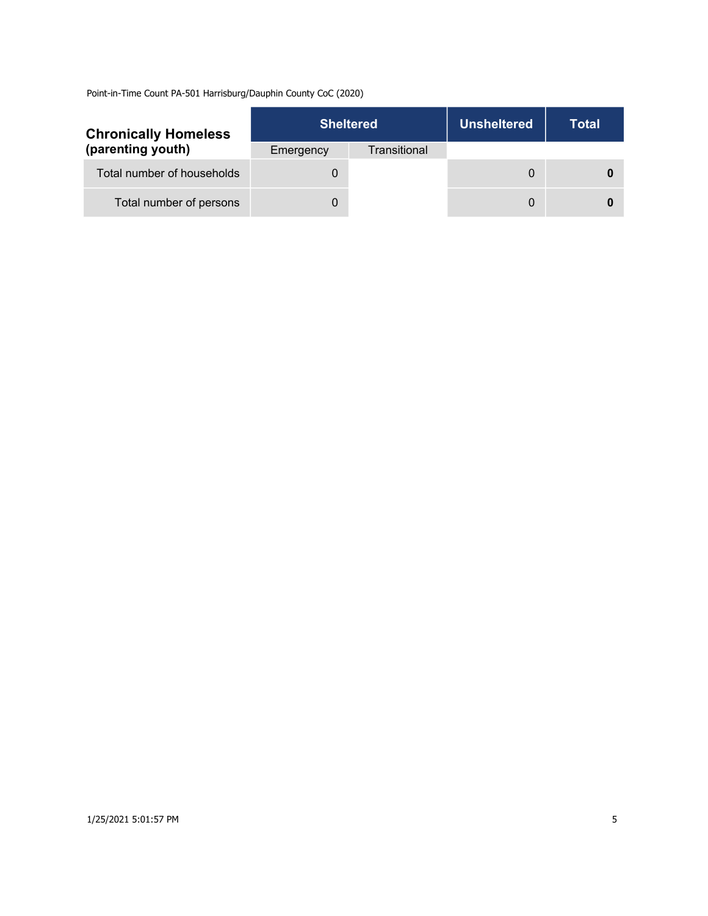Point-in-Time Count PA-501 Harrisburg/Dauphin County CoC (2020)

| Chronically Homeless (parenting youth) | Sheltered | | Unsheltered | Total |
|---|---|---|---|---|
| | Emergency | Transitional | | |
| Total number of households | 0 | | 0 | **0** |
| Total number of persons | 0 | | 0 | **0** |

1/25/2021 5:01:57 PM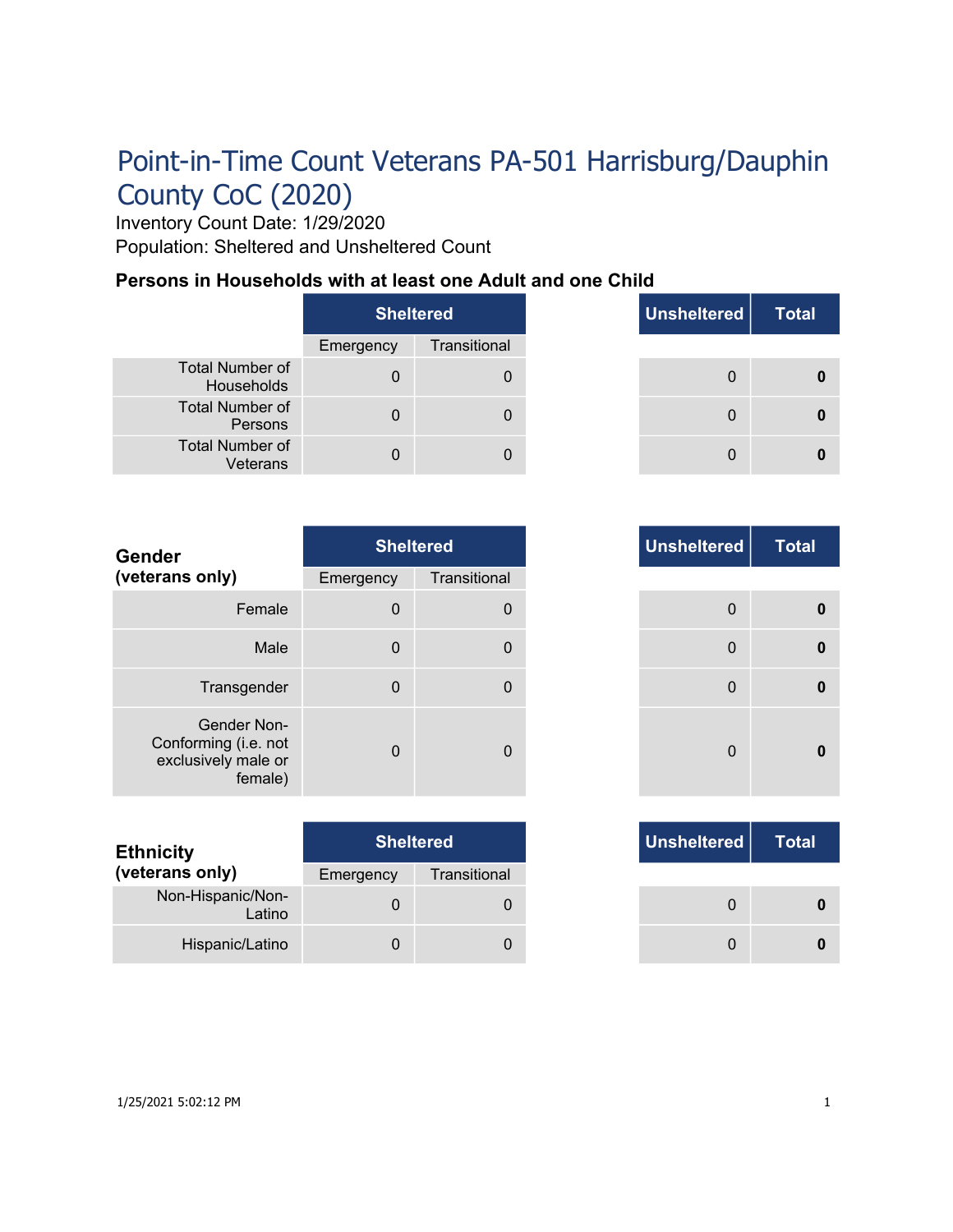# Point-in-Time Count Veterans PA-501 Harrisburg/Dauphin County CoC (2020)

Inventory Count Date: 1/29/2020

Population: Sheltered and Unsheltered Count

### Persons in Households with at least one Adult and one Child

| | Sheltered | | Unsheltered | Total |
|---|---|---|---|---|
| | Emergency | Transitional | | |
| Total Number of Households | 0 | 0 | 0 | **0** |
| Total Number of Persons | 0 | 0 | 0 | **0** |
| Total Number of Veterans | 0 | 0 | 0 | **0** |

| **Gender (veterans only)** | Sheltered | | Unsheltered | Total |
|---|---|---|---|---|
| | Emergency | Transitional | | |
| Female | 0 | 0 | 0 | **0** |
| Male | 0 | 0 | 0 | **0** |
| Transgender | 0 | 0 | 0 | **0** |
| Gender Non-Conforming (i.e. not exclusively male or female) | 0 | 0 | 0 | **0** |

| **Ethnicity (veterans only)** | Sheltered | | Unsheltered | Total |
|---|---|---|---|---|
| | Emergency | Transitional | | |
| Non-Hispanic/Non-Latino | 0 | 0 | 0 | **0** |
| Hispanic/Latino | 0 | 0 | 0 | **0** |

1/25/2021 5:02:12 PM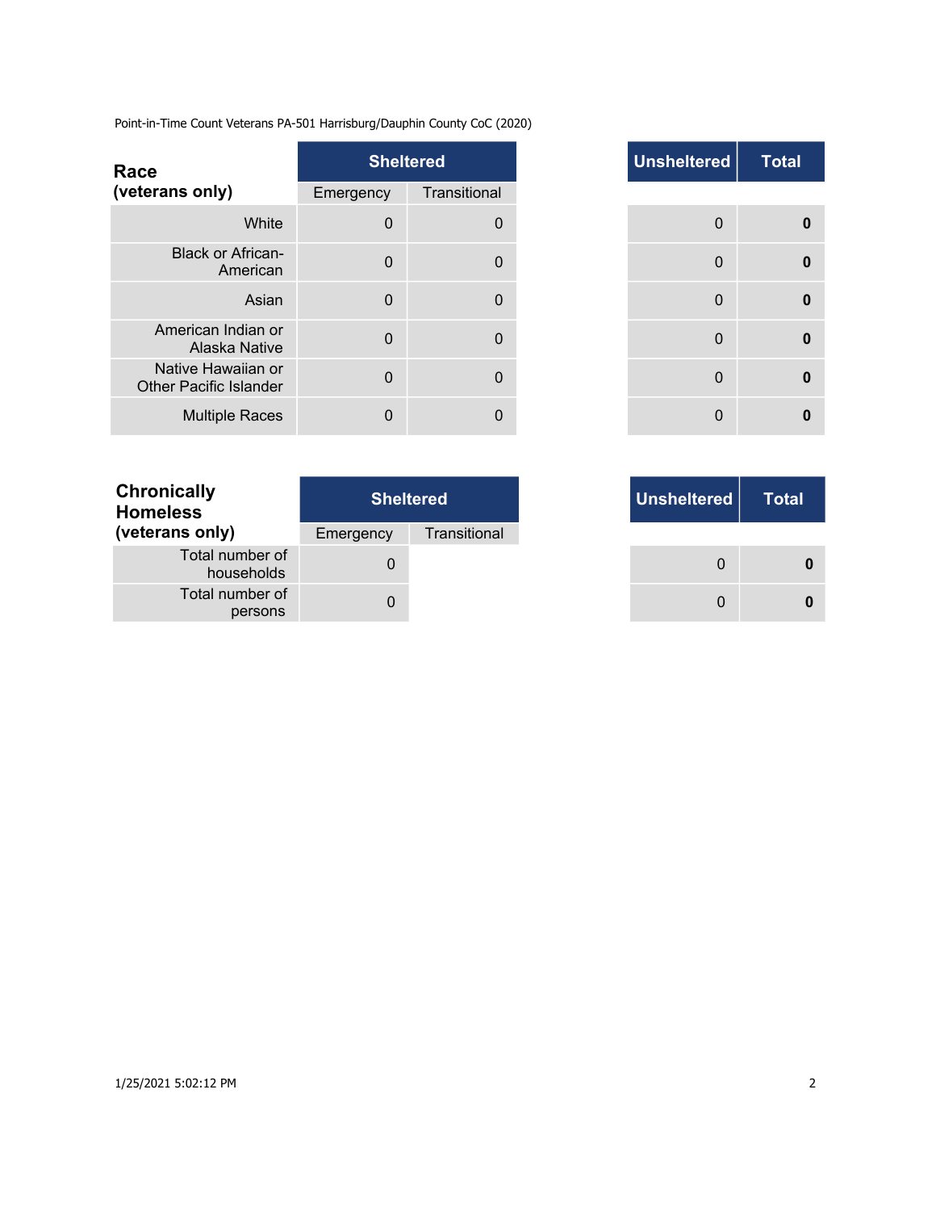Point-in-Time Count Veterans PA-501 Harrisburg/Dauphin County CoC (2020)

| Race (veterans only) | Sheltered | | Unsheltered | Total |
|---|---|---|---|---|
| | Emergency | Transitional | | |
| White | 0 | 0 | 0 | **0** |
| Black or African-American | 0 | 0 | 0 | **0** |
| Asian | 0 | 0 | 0 | **0** |
| American Indian or Alaska Native | 0 | 0 | 0 | **0** |
| Native Hawaiian or Other Pacific Islander | 0 | 0 | 0 | **0** |
| Multiple Races | 0 | 0 | 0 | **0** |

| Chronically Homeless (veterans only) | Sheltered | | Unsheltered | Total |
|---|---|---|---|---|
| | Emergency | Transitional | | |
| Total number of households | 0 | | 0 | **0** |
| Total number of persons | 0 | | 0 | **0** |

1/25/2021 5:02:12 PM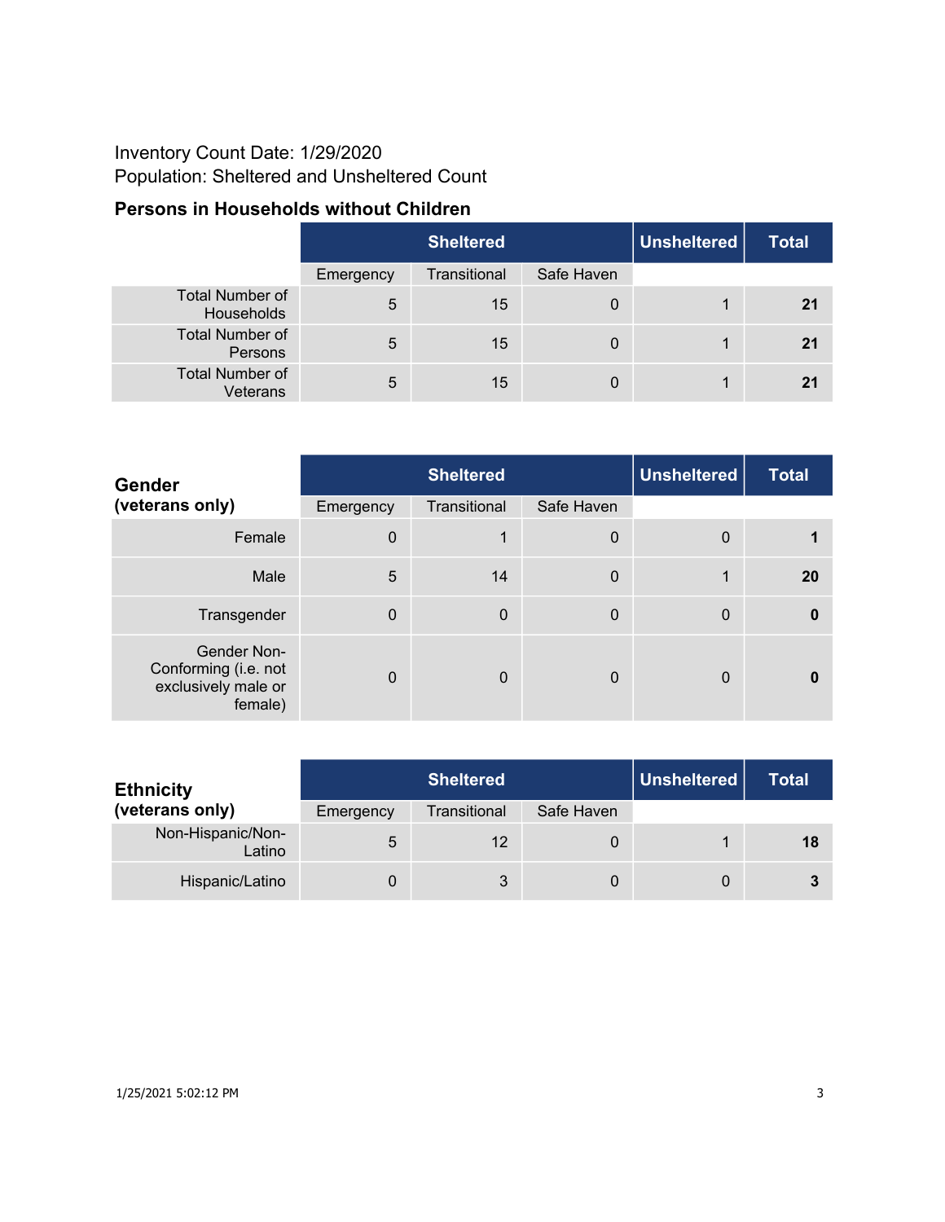Inventory Count Date: 1/29/2020
Population: Sheltered and Unsheltered Count

### Persons in Households without Children

| | Sheltered | | | Unsheltered | Total |
|---|---|---|---|---|---|
| | Emergency | Transitional | Safe Haven | | |
| Total Number of Households | 5 | 15 | 0 | 1 | **21** |
| Total Number of Persons | 5 | 15 | 0 | 1 | **21** |
| Total Number of Veterans | 5 | 15 | 0 | 1 | **21** |

| **Gender (veterans only)** | Sheltered | | | Unsheltered | Total |
|---|---|---|---|---|---|
| | Emergency | Transitional | Safe Haven | | |
| Female | 0 | 1 | 0 | 0 | **1** |
| Male | 5 | 14 | 0 | 1 | **20** |
| Transgender | 0 | 0 | 0 | 0 | **0** |
| Gender Non-Conforming (i.e. not exclusively male or female) | 0 | 0 | 0 | 0 | **0** |

| **Ethnicity (veterans only)** | Sheltered | | | Unsheltered | Total |
|---|---|---|---|---|---|
| | Emergency | Transitional | Safe Haven | | |
| Non-Hispanic/Non-Latino | 5 | 12 | 0 | 1 | **18** |
| Hispanic/Latino | 0 | 3 | 0 | 0 | **3** |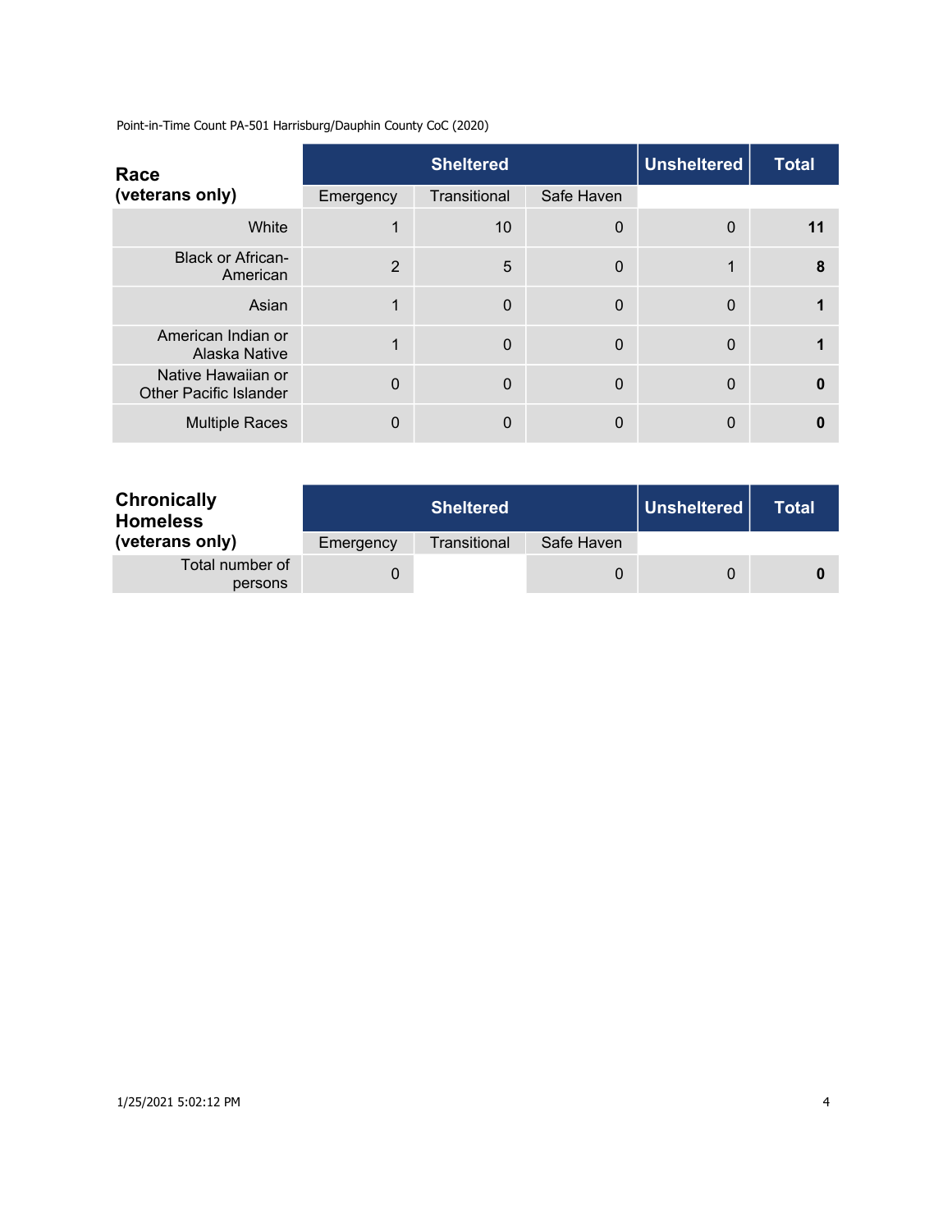Point-in-Time Count PA-501 Harrisburg/Dauphin County CoC (2020)

| Race (veterans only) | Sheltered | | | Unsheltered | Total |
|---|---|---|---|---|---|
| | Emergency | Transitional | Safe Haven | | |
| White | 1 | 10 | 0 | 0 | **11** |
| Black or African-American | 2 | 5 | 0 | 1 | **8** |
| Asian | 1 | 0 | 0 | 0 | **1** |
| American Indian or Alaska Native | 1 | 0 | 0 | 0 | **1** |
| Native Hawaiian or Other Pacific Islander | 0 | 0 | 0 | 0 | **0** |
| Multiple Races | 0 | 0 | 0 | 0 | **0** |

| Chronically Homeless (veterans only) | Sheltered | | | Unsheltered | Total |
|---|---|---|---|---|---|
| | Emergency | Transitional | Safe Haven | | |
| Total number of persons | 0 | | 0 | 0 | **0** |

1/25/2021 5:02:12 PM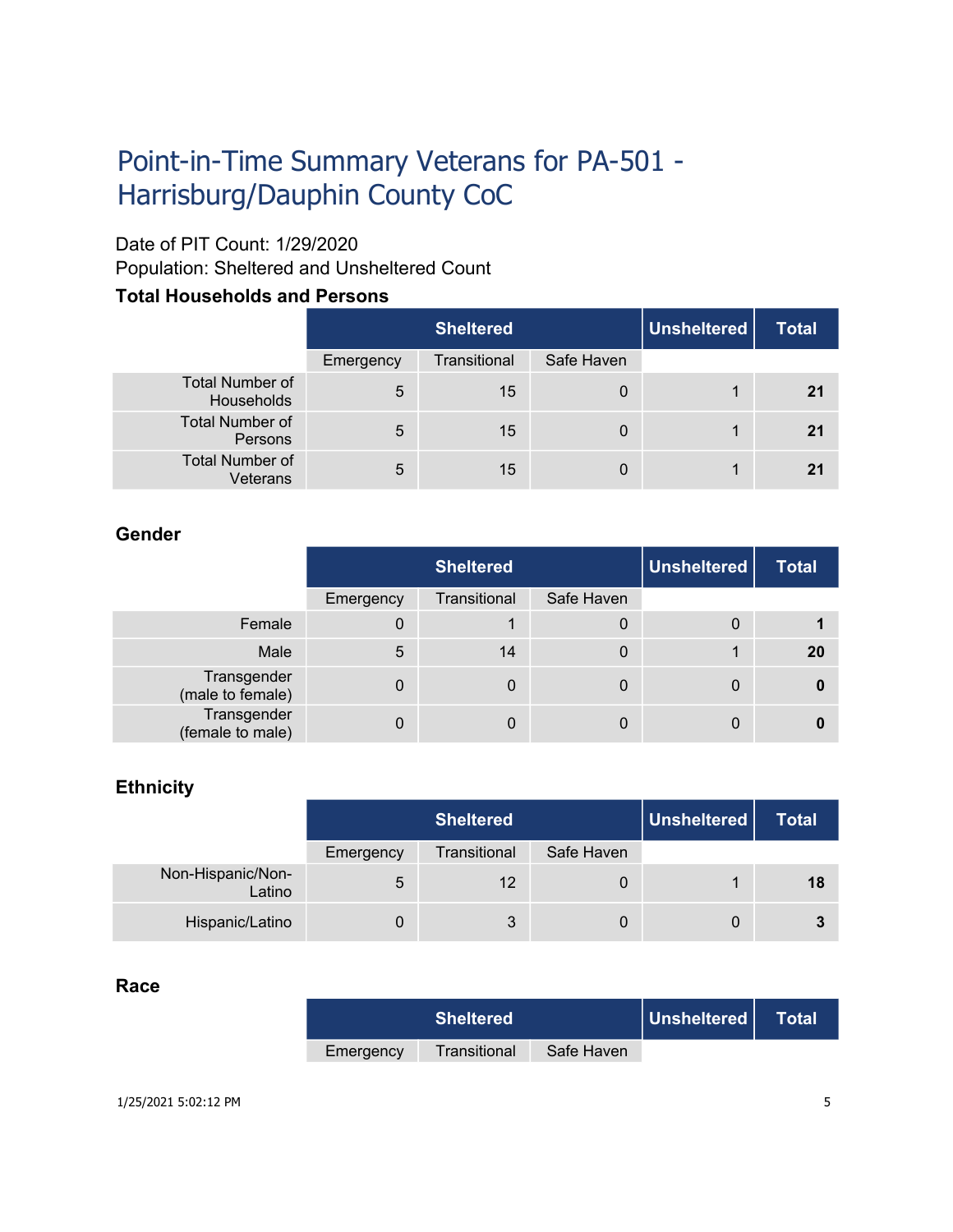# Point-in-Time Summary Veterans for PA-501 - Harrisburg/Dauphin County CoC

Date of PIT Count: 1/29/2020
Population: Sheltered and Unsheltered Count

### Total Households and Persons

| | Sheltered | | | Unsheltered | Total |
|---|---|---|---|---|---|
| | Emergency | Transitional | Safe Haven | | |
| Total Number of Households | 5 | 15 | 0 | 1 | **21** |
| Total Number of Persons | 5 | 15 | 0 | 1 | **21** |
| Total Number of Veterans | 5 | 15 | 0 | 1 | **21** |

### Gender

| | Sheltered | | | Unsheltered | Total |
|---|---|---|---|---|---|
| | Emergency | Transitional | Safe Haven | | |
| Female | 0 | 1 | 0 | 0 | **1** |
| Male | 5 | 14 | 0 | 1 | **20** |
| Transgender (male to female) | 0 | 0 | 0 | 0 | **0** |
| Transgender (female to male) | 0 | 0 | 0 | 0 | **0** |

### Ethnicity

| | Sheltered | | | Unsheltered | Total |
|---|---|---|---|---|---|
| | Emergency | Transitional | Safe Haven | | |
| Non-Hispanic/Non-Latino | 5 | 12 | 0 | 1 | **18** |
| Hispanic/Latino | 0 | 3 | 0 | 0 | **3** |

### Race

| | Sheltered | | | Unsheltered | Total |
|---|---|---|---|---|---|
| | Emergency | Transitional | Safe Haven | | |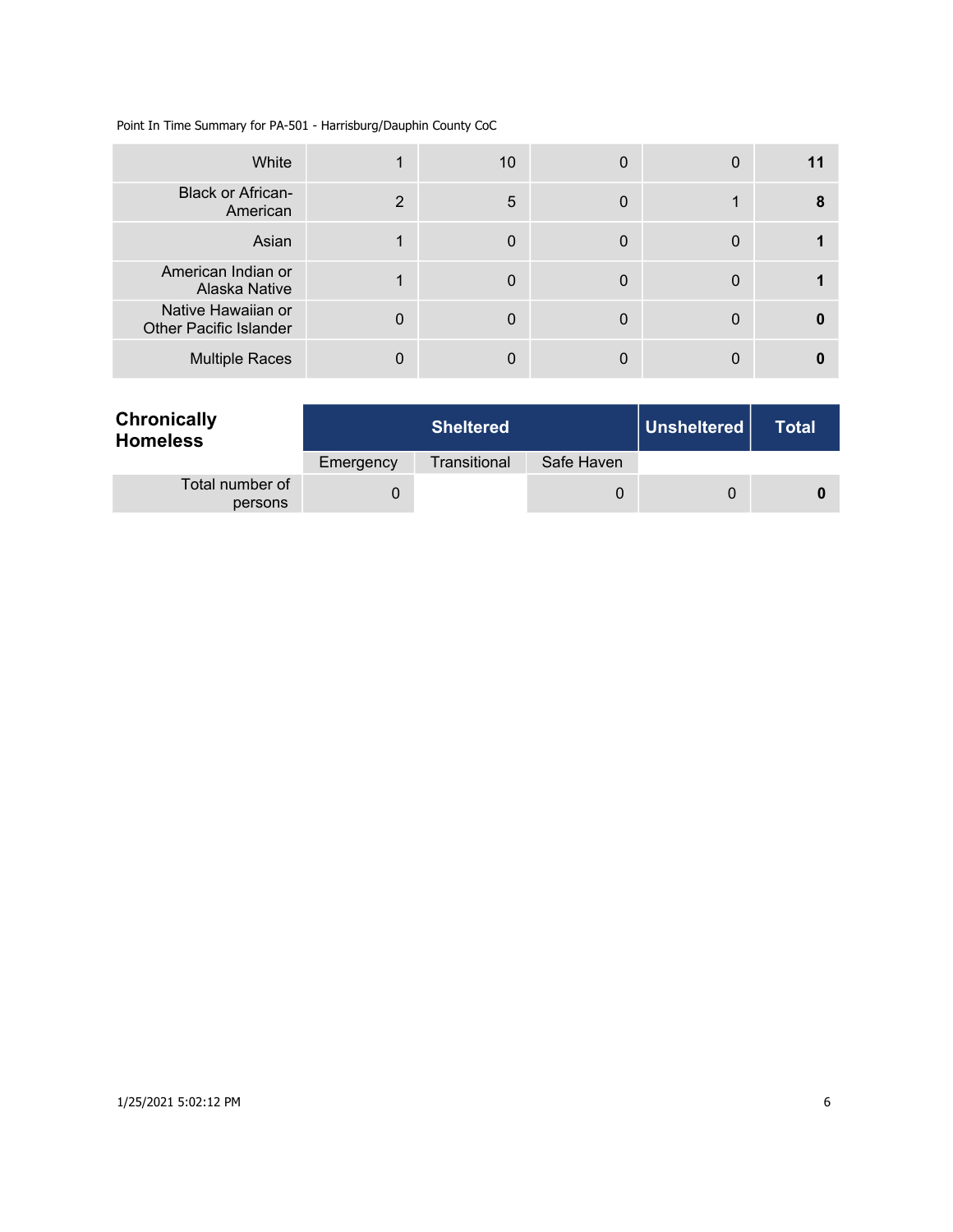Point In Time Summary for PA-501 - Harrisburg/Dauphin County CoC

| | | | | | |
|---|---|---|---|---|---|
| White | 1 | 10 | 0 | 0 | **11** |
| Black or African-American | 2 | 5 | 0 | 1 | **8** |
| Asian | 1 | 0 | 0 | 0 | **1** |
| American Indian or Alaska Native | 1 | 0 | 0 | 0 | **1** |
| Native Hawaiian or Other Pacific Islander | 0 | 0 | 0 | 0 | **0** |
| Multiple Races | 0 | 0 | 0 | 0 | **0** |

| **Chronically Homeless** | **Sheltered** | | | **Unsheltered** | **Total** |
|---|---|---|---|---|---|
| | Emergency | Transitional | Safe Haven | | |
| Total number of persons | 0 | | 0 | 0 | **0** |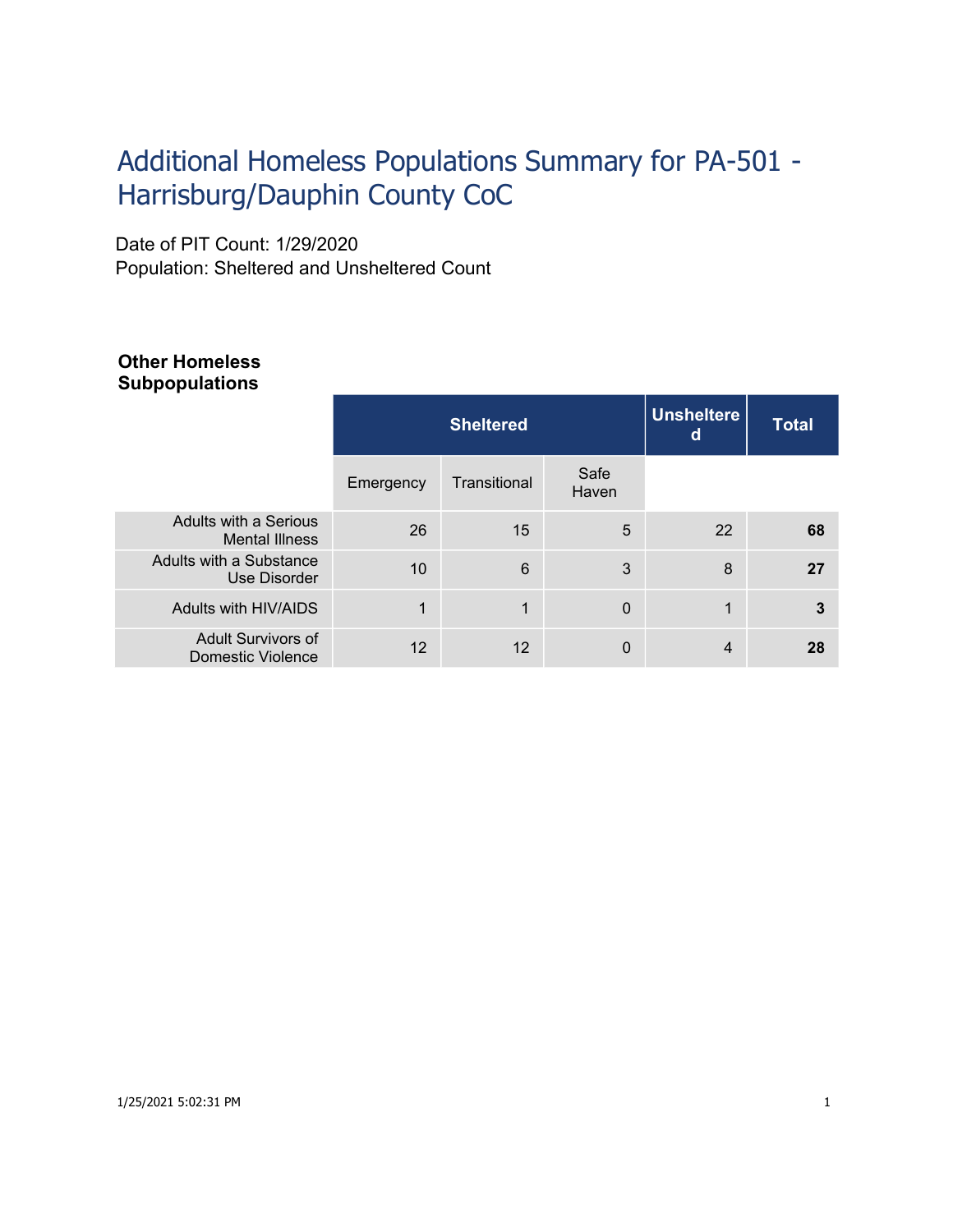# Additional Homeless Populations Summary for PA-501 - Harrisburg/Dauphin County CoC

Date of PIT Count: 1/29/2020
Population: Sheltered and Unsheltered Count

**Other Homeless Subpopulations**

| | Sheltered | | | Unsheltered | Total |
|---|---|---|---|---|---|
| | Emergency | Transitional | Safe Haven | | |
| Adults with a Serious Mental Illness | 26 | 15 | 5 | 22 | **68** |
| Adults with a Substance Use Disorder | 10 | 6 | 3 | 8 | **27** |
| Adults with HIV/AIDS | 1 | 1 | 0 | 1 | **3** |
| Adult Survivors of Domestic Violence | 12 | 12 | 0 | 4 | **28** |